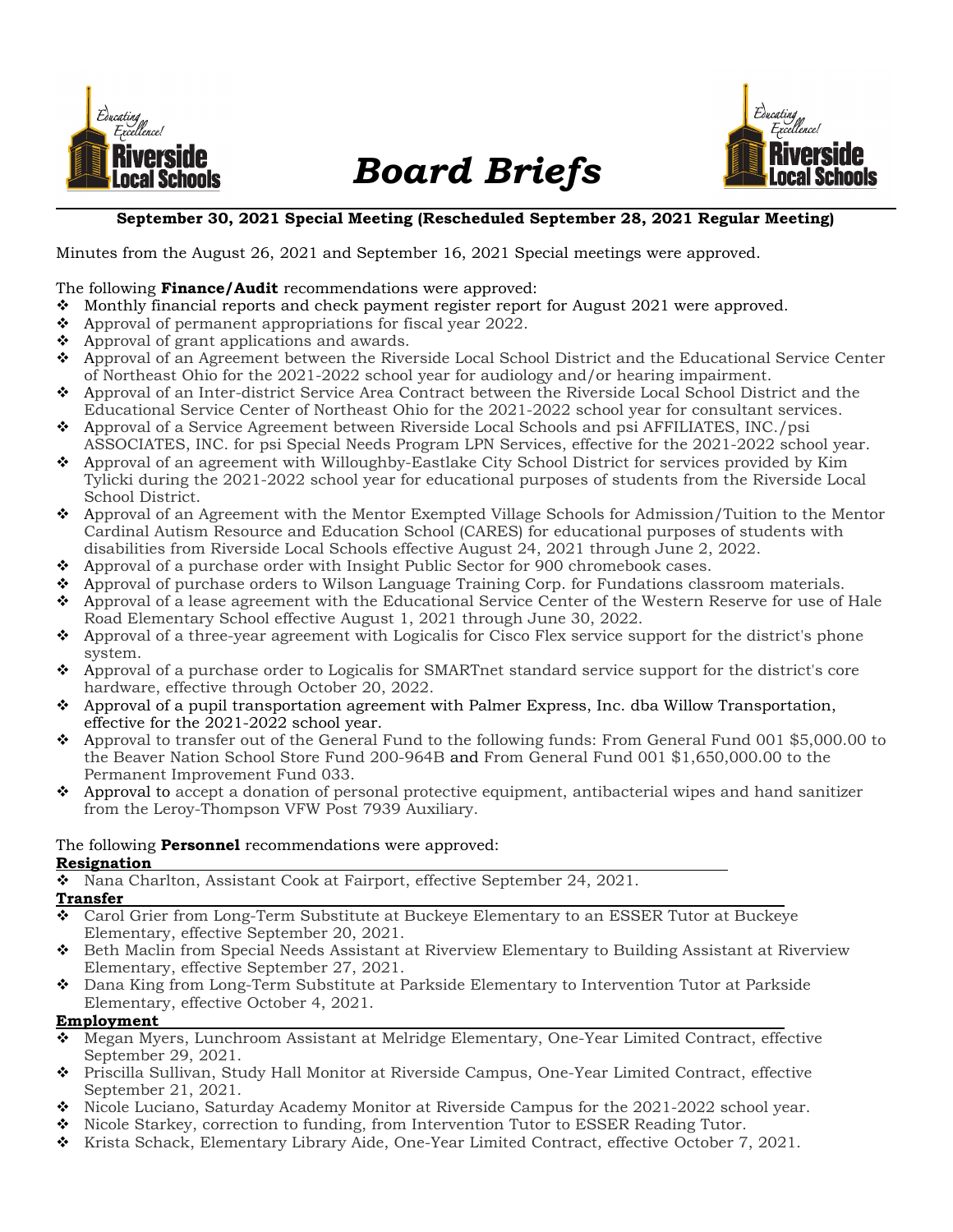# Board Briefs

**September 30, 2021 Special Meeting (Rescheduled September 28, 2021 Regular Meeting)**

Minutes from the August 26, 2021 and September 16, 2021 Special meetings were approved.

The following **Finance/Audit** recommendations were approved:

- Monthly financial reports and check payment register report for August 2021 were approved.
- Approval of permanent appropriations for fiscal year 2022.
- Approval of grant applications and awards.
- Approval of an Agreement between the Riverside Local School District and the Educational Service Center of Northeast Ohio for the 2021-2022 school year for audiology and/or hearing impairment.
- Approval of an Inter-district Service Area Contract between the Riverside Local School District and the Educational Service Center of Northeast Ohio for the 2021-2022 school year for consultant services.
- Approval of a Service Agreement between Riverside Local Schools and psi AFFILIATES, INC./psi ASSOCIATES, INC. for psi Special Needs Program LPN Services, effective for the 2021-2022 school year.
- Approval of an agreement with Willoughby-Eastlake City School District for services provided by Kim Tylicki during the 2021-2022 school year for educational purposes of students from the Riverside Local School District.
- Approval of an Agreement with the Mentor Exempted Village Schools for Admission/Tuition to the Mentor Cardinal Autism Resource and Education School (CARES) for educational purposes of students with disabilities from Riverside Local Schools effective August 24, 2021 through June 2, 2022.
- Approval of a purchase order with Insight Public Sector for 900 chromebook cases.
- Approval of purchase orders to Wilson Language Training Corp. for Fundations classroom materials.
- Approval of a lease agreement with the Educational Service Center of the Western Reserve for use of Hale Road Elementary School effective August 1, 2021 through June 30, 2022.
- Approval of a three-year agreement with Logicalis for Cisco Flex service support for the district's phone system.
- Approval of a purchase order to Logicalis for SMARTnet standard service support for the district's core hardware, effective through October 20, 2022.
- Approval of a pupil transportation agreement with Palmer Express, Inc. dba Willow Transportation, effective for the 2021-2022 school year.
- Approval to transfer out of the General Fund to the following funds: From General Fund 001 $5,000.00 to the Beaver Nation School Store Fund 200-964B and From General Fund 001 $1,650,000.00 to the Permanent Improvement Fund 033.
- Approval to accept a donation of personal protective equipment, antibacterial wipes and hand sanitizer from the Leroy-Thompson VFW Post 7939 Auxiliary.

The following **Personnel** recommendations were approved:

**Resignation**

- Nana Charlton, Assistant Cook at Fairport, effective September 24, 2021.

**Transfer**

- Carol Grier from Long-Term Substitute at Buckeye Elementary to an ESSER Tutor at Buckeye Elementary, effective September 20, 2021.
- Beth Maclin from Special Needs Assistant at Riverview Elementary to Building Assistant at Riverview Elementary, effective September 27, 2021.
- Dana King from Long-Term Substitute at Parkside Elementary to Intervention Tutor at Parkside Elementary, effective October 4, 2021.

**Employment**

- Megan Myers, Lunchroom Assistant at Melridge Elementary, One-Year Limited Contract, effective September 29, 2021.
- Priscilla Sullivan, Study Hall Monitor at Riverside Campus, One-Year Limited Contract, effective September 21, 2021.
- Nicole Luciano, Saturday Academy Monitor at Riverside Campus for the 2021-2022 school year.
- Nicole Starkey, correction to funding, from Intervention Tutor to ESSER Reading Tutor.
- Krista Schack, Elementary Library Aide, One-Year Limited Contract, effective October 7, 2021.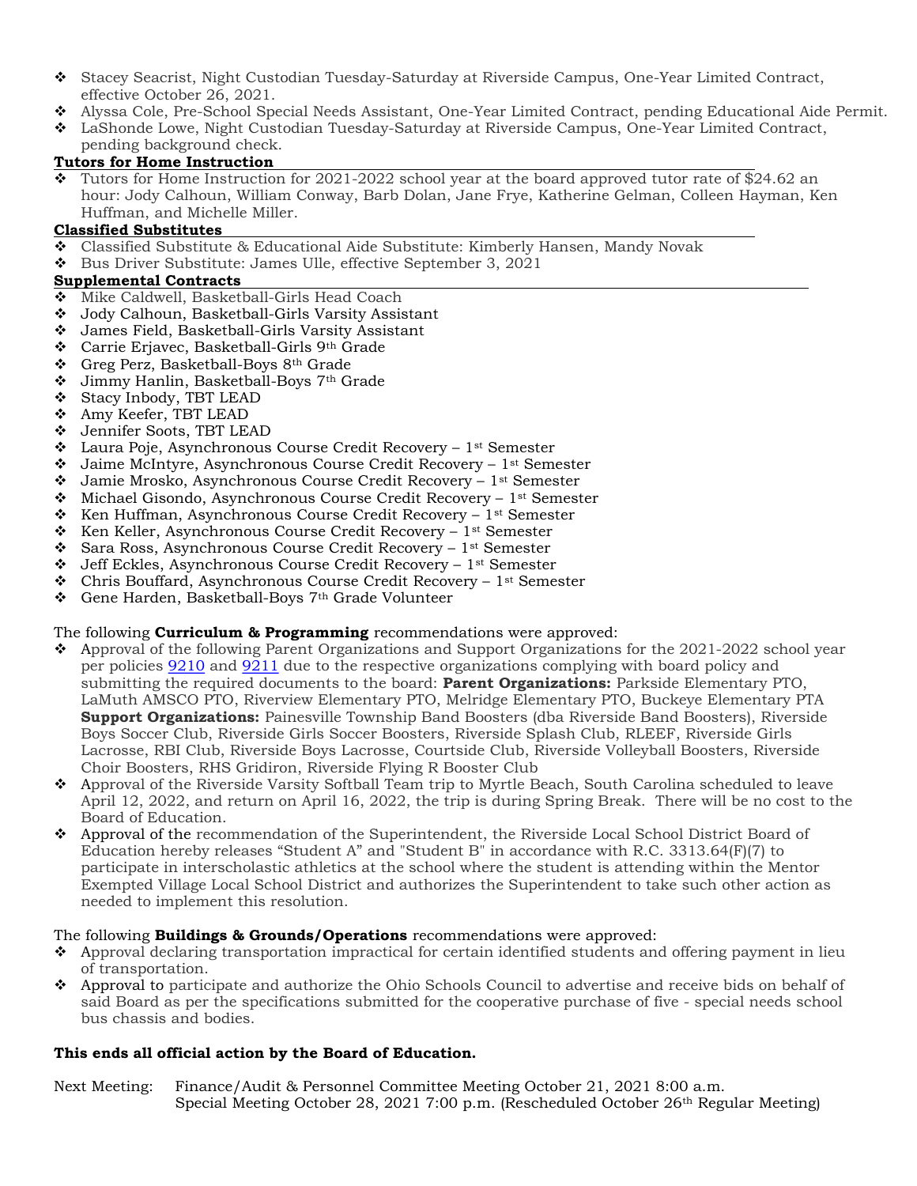- Stacey Seacrist, Night Custodian Tuesday-Saturday at Riverside Campus, One-Year Limited Contract, effective October 26, 2021.
- Alyssa Cole, Pre-School Special Needs Assistant, One-Year Limited Contract, pending Educational Aide Permit.
- LaShonde Lowe, Night Custodian Tuesday-Saturday at Riverside Campus, One-Year Limited Contract, pending background check.

**Tutors for Home Instruction**

- Tutors for Home Instruction for 2021-2022 school year at the board approved tutor rate of $24.62 an hour: Jody Calhoun, William Conway, Barb Dolan, Jane Frye, Katherine Gelman, Colleen Hayman, Ken Huffman, and Michelle Miller.

**Classified Substitutes**

- Classified Substitute & Educational Aide Substitute: Kimberly Hansen, Mandy Novak
- Bus Driver Substitute: James Ulle, effective September 3, 2021

**Supplemental Contracts**

- Mike Caldwell, Basketball-Girls Head Coach
- Jody Calhoun, Basketball-Girls Varsity Assistant
- James Field, Basketball-Girls Varsity Assistant
- Carrie Erjavec, Basketball-Girls 9th Grade
- Greg Perz, Basketball-Boys 8th Grade
- Jimmy Hanlin, Basketball-Boys 7th Grade
- Stacy Inbody, TBT LEAD
- Amy Keefer, TBT LEAD
- Jennifer Soots, TBT LEAD
- Laura Poje, Asynchronous Course Credit Recovery – 1st Semester
- Jaime McIntyre, Asynchronous Course Credit Recovery – 1st Semester
- Jamie Mrosko, Asynchronous Course Credit Recovery – 1st Semester
- Michael Gisondo, Asynchronous Course Credit Recovery – 1st Semester
- Ken Huffman, Asynchronous Course Credit Recovery – 1st Semester
- Ken Keller, Asynchronous Course Credit Recovery – 1st Semester
- Sara Ross, Asynchronous Course Credit Recovery – 1st Semester
- Jeff Eckles, Asynchronous Course Credit Recovery – 1st Semester
- Chris Bouffard, Asynchronous Course Credit Recovery – 1st Semester
- Gene Harden, Basketball-Boys 7th Grade Volunteer

The following **Curriculum & Programming** recommendations were approved:

- Approval of the following Parent Organizations and Support Organizations for the 2021-2022 school year per policies 9210 and 9211 due to the respective organizations complying with board policy and submitting the required documents to the board: **Parent Organizations:** Parkside Elementary PTO, LaMuth AMSCO PTO, Riverview Elementary PTO, Melridge Elementary PTO, Buckeye Elementary PTA **Support Organizations:** Painesville Township Band Boosters (dba Riverside Band Boosters), Riverside Boys Soccer Club, Riverside Girls Soccer Boosters, Riverside Splash Club, RLEEF, Riverside Girls Lacrosse, RBI Club, Riverside Boys Lacrosse, Courtside Club, Riverside Volleyball Boosters, Riverside Choir Boosters, RHS Gridiron, Riverside Flying R Booster Club
- Approval of the Riverside Varsity Softball Team trip to Myrtle Beach, South Carolina scheduled to leave April 12, 2022, and return on April 16, 2022, the trip is during Spring Break. There will be no cost to the Board of Education.
- Approval of the recommendation of the Superintendent, the Riverside Local School District Board of Education hereby releases "Student A" and "Student B" in accordance with R.C. 3313.64(F)(7) to participate in interscholastic athletics at the school where the student is attending within the Mentor Exempted Village Local School District and authorizes the Superintendent to take such other action as needed to implement this resolution.

The following **Buildings & Grounds/Operations** recommendations were approved:

- Approval declaring transportation impractical for certain identified students and offering payment in lieu of transportation.
- Approval to participate and authorize the Ohio Schools Council to advertise and receive bids on behalf of said Board as per the specifications submitted for the cooperative purchase of five - special needs school bus chassis and bodies.

**This ends all official action by the Board of Education.**

Next Meeting: Finance/Audit & Personnel Committee Meeting October 21, 2021 8:00 a.m.
Special Meeting October 28, 2021 7:00 p.m. (Rescheduled October 26th Regular Meeting)